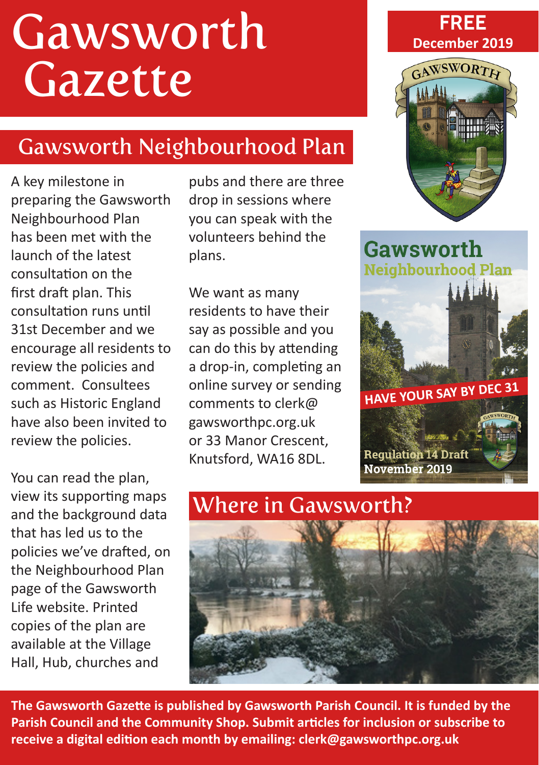# Gawsworth Gazette

**FREE**
**December 2019**

## Gawsworth Neighbourhood Plan

A key milestone in preparing the Gawsworth Neighbourhood Plan has been met with the launch of the latest consultation on the first draft plan. This consultation runs until 31st December and we encourage all residents to review the policies and comment. Consultees such as Historic England have also been invited to review the policies.

You can read the plan, view its supporting maps and the background data that has led us to the policies we've drafted, on the Neighbourhood Plan page of the Gawsworth Life website. Printed copies of the plan are available at the Village Hall, Hub, churches and pubs and there are three drop in sessions where you can speak with the volunteers behind the plans.

We want as many residents to have their say as possible and you can do this by attending a drop-in, completing an online survey or sending comments to clerk@gawsworthpc.org.uk or 33 Manor Crescent, Knutsford, WA16 8DL.

## Where in Gawsworth?

**The Gawsworth Gazette is published by Gawsworth Parish Council. It is funded by the Parish Council and the Community Shop. Submit articles for inclusion or subscribe to receive a digital edition each month by emailing: clerk@gawsworthpc.org.uk**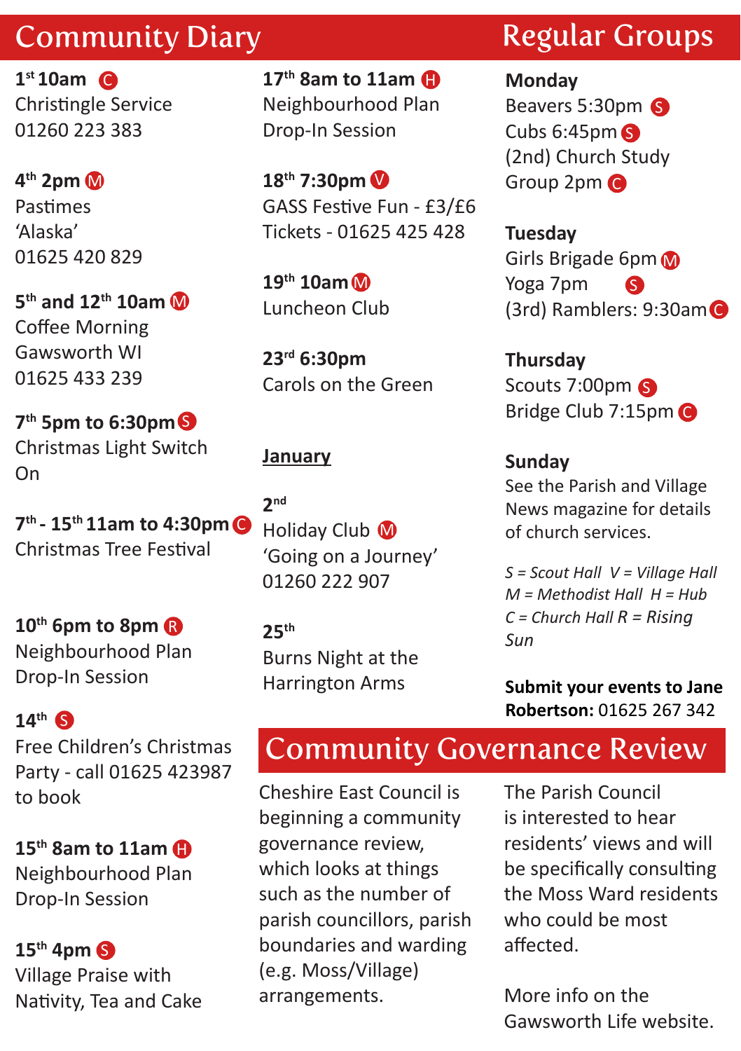## Community Diary

**1st 10am** (C)
Christingle Service
01260 223 383

**4th 2pm** (M)
Pastimes
'Alaska'
01625 420 829

**5th and 12th 10am** (M)
Coffee Morning
Gawsworth WI
01625 433 239

**7th 5pm to 6:30pm** (S)
Christmas Light Switch On

**7th - 15th 11am to 4:30pm** (C)
Christmas Tree Festival

**10th 6pm to 8pm** (R)
Neighbourhood Plan Drop-In Session

**14th** (S)
Free Children's Christmas Party - call 01625 423987 to book

**15th 8am to 11am** (H)
Neighbourhood Plan Drop-In Session

**15th 4pm** (S)
Village Praise with Nativity, Tea and Cake

**17th 8am to 11am** (H)
Neighbourhood Plan Drop-In Session

**18th 7:30pm** (V)
GASS Festive Fun - £3/£6
Tickets - 01625 425 428

**19th 10am** (M)
Luncheon Club

**23rd 6:30pm**
Carols on the Green

**January**

**2nd**
Holiday Club (M)
'Going on a Journey'
01260 222 907

**25th**
Burns Night at the Harrington Arms

## Regular Groups

**Monday**
Beavers 5:30pm (S)
Cubs 6:45pm (S)
(2nd) Church Study Group 2pm (C)

**Tuesday**
Girls Brigade 6pm (M)
Yoga 7pm (S)
(3rd) Ramblers: 9:30am (C)

**Thursday**
Scouts 7:00pm (S)
Bridge Club 7:15pm (C)

**Sunday**
See the Parish and Village News magazine for details of church services.

*S = Scout Hall V = Village Hall M = Methodist Hall H = Hub C = Church Hall R = Rising Sun*

**Submit your events to Jane Robertson:** 01625 267 342

## Community Governance Review

Cheshire East Council is beginning a community governance review, which looks at things such as the number of parish councillors, parish boundaries and warding (e.g. Moss/Village) arrangements.

The Parish Council is interested to hear residents' views and will be specifically consulting the Moss Ward residents who could be most affected.

More info on the Gawsworth Life website.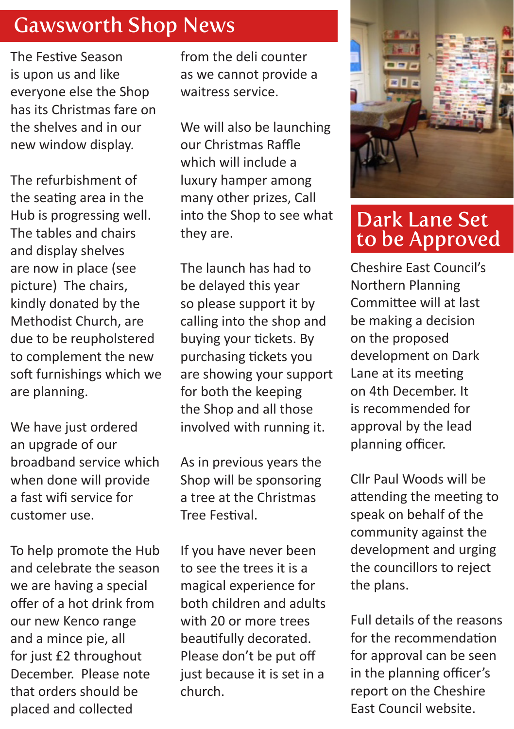# Gawsworth Shop News

The Festive Season is upon us and like everyone else the Shop has its Christmas fare on the shelves and in our new window display.

The refurbishment of the seating area in the Hub is progressing well. The tables and chairs and display shelves are now in place (see picture) The chairs, kindly donated by the Methodist Church, are due to be reupholstered to complement the new soft furnishings which we are planning.

We have just ordered an upgrade of our broadband service which when done will provide a fast wifi service for customer use.

To help promote the Hub and celebrate the season we are having a special offer of a hot drink from our new Kenco range and a mince pie, all for just £2 throughout December. Please note that orders should be placed and collected from the deli counter as we cannot provide a waitress service.

We will also be launching our Christmas Raffle which will include a luxury hamper among many other prizes, Call into the Shop to see what they are.

The launch has had to be delayed this year so please support it by calling into the shop and buying your tickets. By purchasing tickets you are showing your support for both the keeping the Shop and all those involved with running it.

As in previous years the Shop will be sponsoring a tree at the Christmas Tree Festival.

If you have never been to see the trees it is a magical experience for both children and adults with 20 or more trees beautifully decorated. Please don't be put off just because it is set in a church.

# Dark Lane Set to be Approved

Cheshire East Council's Northern Planning Committee will at last be making a decision on the proposed development on Dark Lane at its meeting on 4th December. It is recommended for approval by the lead planning officer.

Cllr Paul Woods will be attending the meeting to speak on behalf of the community against the development and urging the councillors to reject the plans.

Full details of the reasons for the recommendation for approval can be seen in the planning officer's report on the Cheshire East Council website.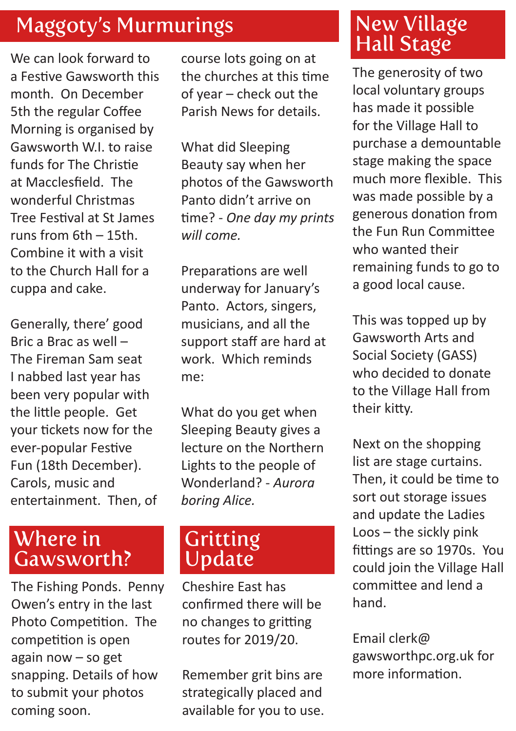## Maggoty's Murmurings

We can look forward to a Festive Gawsworth this month. On December 5th the regular Coffee Morning is organised by Gawsworth W.I. to raise funds for The Christie at Macclesfield. The wonderful Christmas Tree Festival at St James runs from 6th – 15th. Combine it with a visit to the Church Hall for a cuppa and cake.

Generally, there' good Bric a Brac as well – The Fireman Sam seat I nabbed last year has been very popular with the little people. Get your tickets now for the ever-popular Festive Fun (18th December). Carols, music and entertainment. Then, of course lots going on at the churches at this time of year – check out the Parish News for details.

What did Sleeping Beauty say when her photos of the Gawsworth Panto didn't arrive on time? - *One day my prints will come.*

Preparations are well underway for January's Panto. Actors, singers, musicians, and all the support staff are hard at work. Which reminds me:

What do you get when Sleeping Beauty gives a lecture on the Northern Lights to the people of Wonderland? - *Aurora boring Alice.*

## Where in Gawsworth?

The Fishing Ponds. Penny Owen's entry in the last Photo Competition. The competition is open again now – so get snapping. Details of how to submit your photos coming soon.

## Gritting Update

Cheshire East has confirmed there will be no changes to gritting routes for 2019/20.

Remember grit bins are strategically placed and available for you to use.

## New Village Hall Stage

The generosity of two local voluntary groups has made it possible for the Village Hall to purchase a demountable stage making the space much more flexible. This was made possible by a generous donation from the Fun Run Committee who wanted their remaining funds to go to a good local cause.

This was topped up by Gawsworth Arts and Social Society (GASS) who decided to donate to the Village Hall from their kitty.

Next on the shopping list are stage curtains. Then, it could be time to sort out storage issues and update the Ladies Loos – the sickly pink fittings are so 1970s. You could join the Village Hall committee and lend a hand.

Email clerk@gawsworthpc.org.uk for more information.